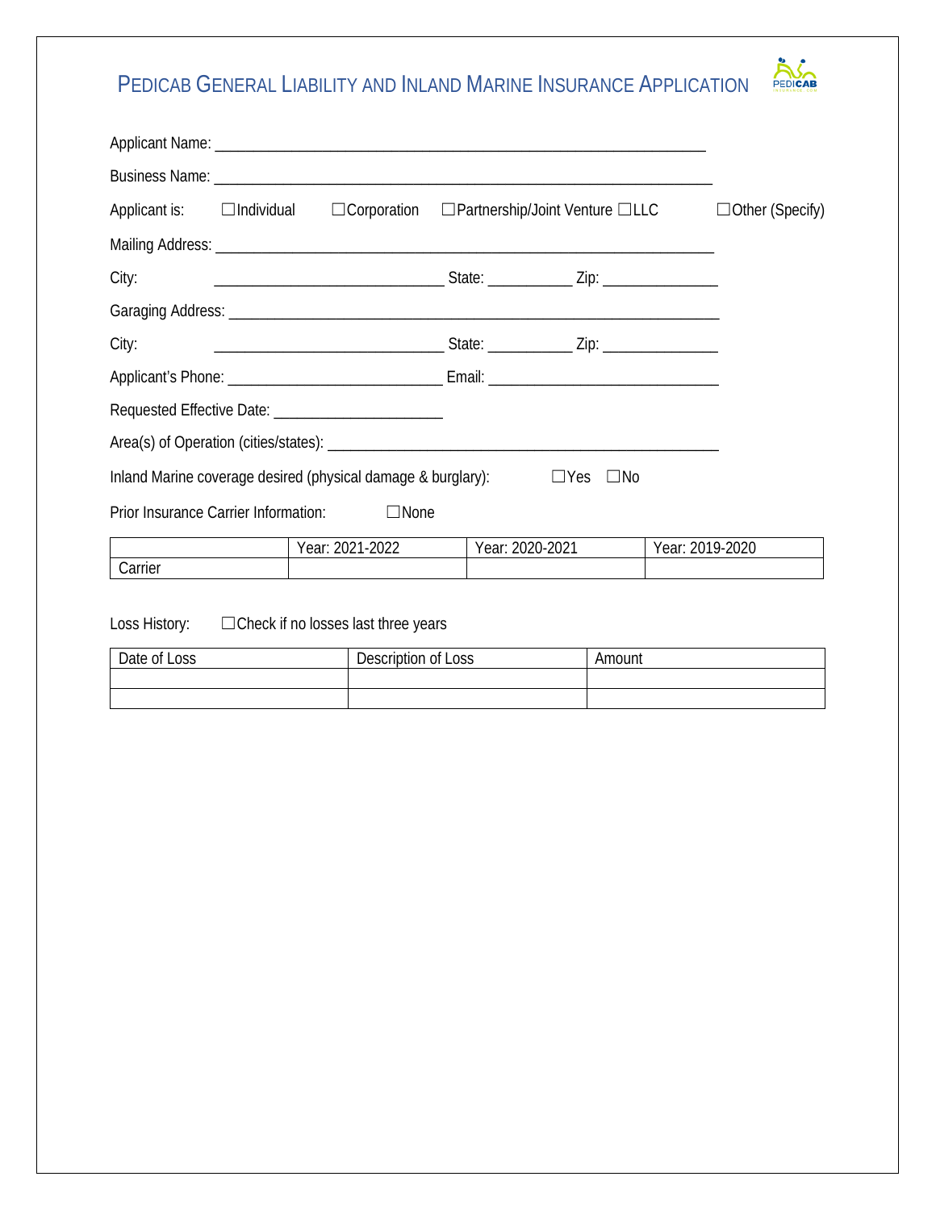# Pedicab General Liability and Inland Marine Insurance Application

Applicant Name: ______________________________________________________________

Business Name: ______________________________________________________________

Applicant is: ☐Individual ☐Corporation ☐Partnership/Joint Venture ☐LLC ☐Other (Specify)

Mailing Address: ______________________________________________________________

City: ______________________________ State: ___________ Zip: _______________

Garaging Address: ______________________________________________________________

City: ______________________________ State: ___________ Zip: _______________

Applicant's Phone: ____________________________ Email: ______________________________

Requested Effective Date: ______________________

Area(s) of Operation (cities/states): __________________________________________________

Inland Marine coverage desired (physical damage & burglary): ☐Yes ☐No

Prior Insurance Carrier Information: ☐None

| | Year: 2021-2022 | Year: 2020-2021 | Year: 2019-2020 |
|---|---|---|---|
| Carrier | | | |

Loss History: ☐Check if no losses last three years

| Date of Loss | Description of Loss | Amount |
|---|---|---|
| | | |
| | | |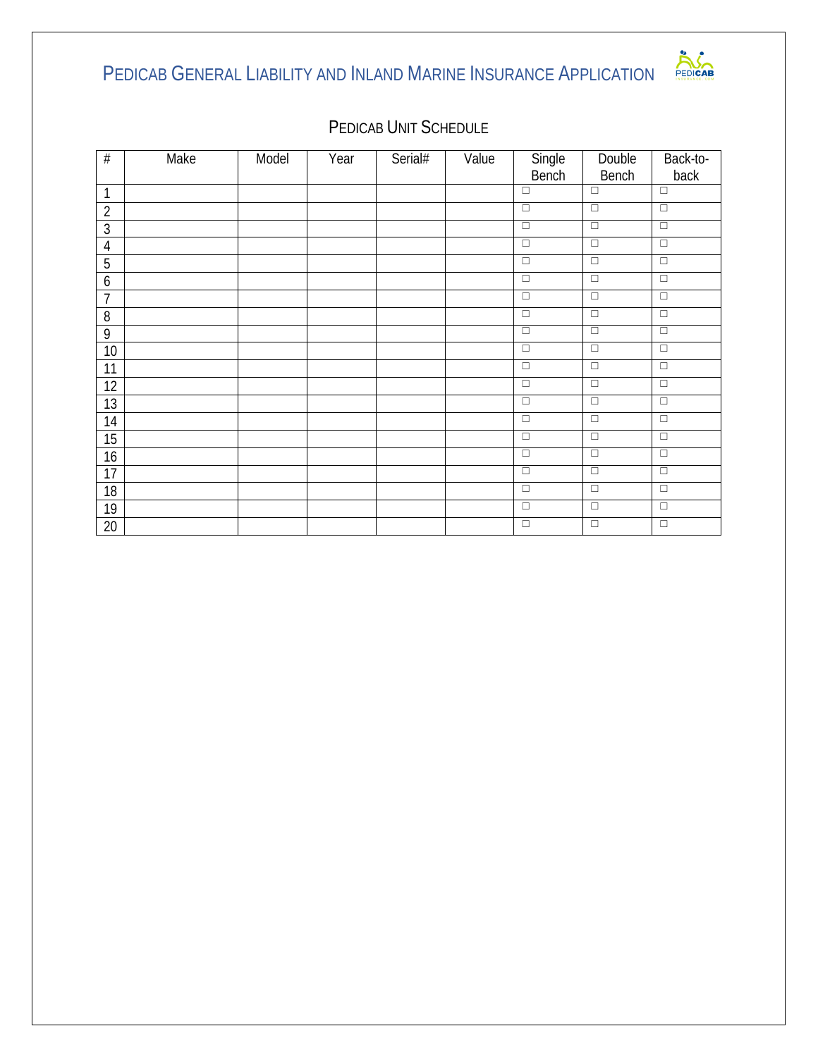# Pedicab General Liability and Inland Marine Insurance Application

## Pedicab Unit Schedule

| # | Make | Model | Year | Serial# | Value | Single Bench | Double Bench | Back-to-back |
|---|---|---|---|---|---|---|---|---|
| 1 | | | | | | ☐ | ☐ | ☐ |
| 2 | | | | | | ☐ | ☐ | ☐ |
| 3 | | | | | | ☐ | ☐ | ☐ |
| 4 | | | | | | ☐ | ☐ | ☐ |
| 5 | | | | | | ☐ | ☐ | ☐ |
| 6 | | | | | | ☐ | ☐ | ☐ |
| 7 | | | | | | ☐ | ☐ | ☐ |
| 8 | | | | | | ☐ | ☐ | ☐ |
| 9 | | | | | | ☐ | ☐ | ☐ |
| 10 | | | | | | ☐ | ☐ | ☐ |
| 11 | | | | | | ☐ | ☐ | ☐ |
| 12 | | | | | | ☐ | ☐ | ☐ |
| 13 | | | | | | ☐ | ☐ | ☐ |
| 14 | | | | | | ☐ | ☐ | ☐ |
| 15 | | | | | | ☐ | ☐ | ☐ |
| 16 | | | | | | ☐ | ☐ | ☐ |
| 17 | | | | | | ☐ | ☐ | ☐ |
| 18 | | | | | | ☐ | ☐ | ☐ |
| 19 | | | | | | ☐ | ☐ | ☐ |
| 20 | | | | | | ☐ | ☐ | ☐ |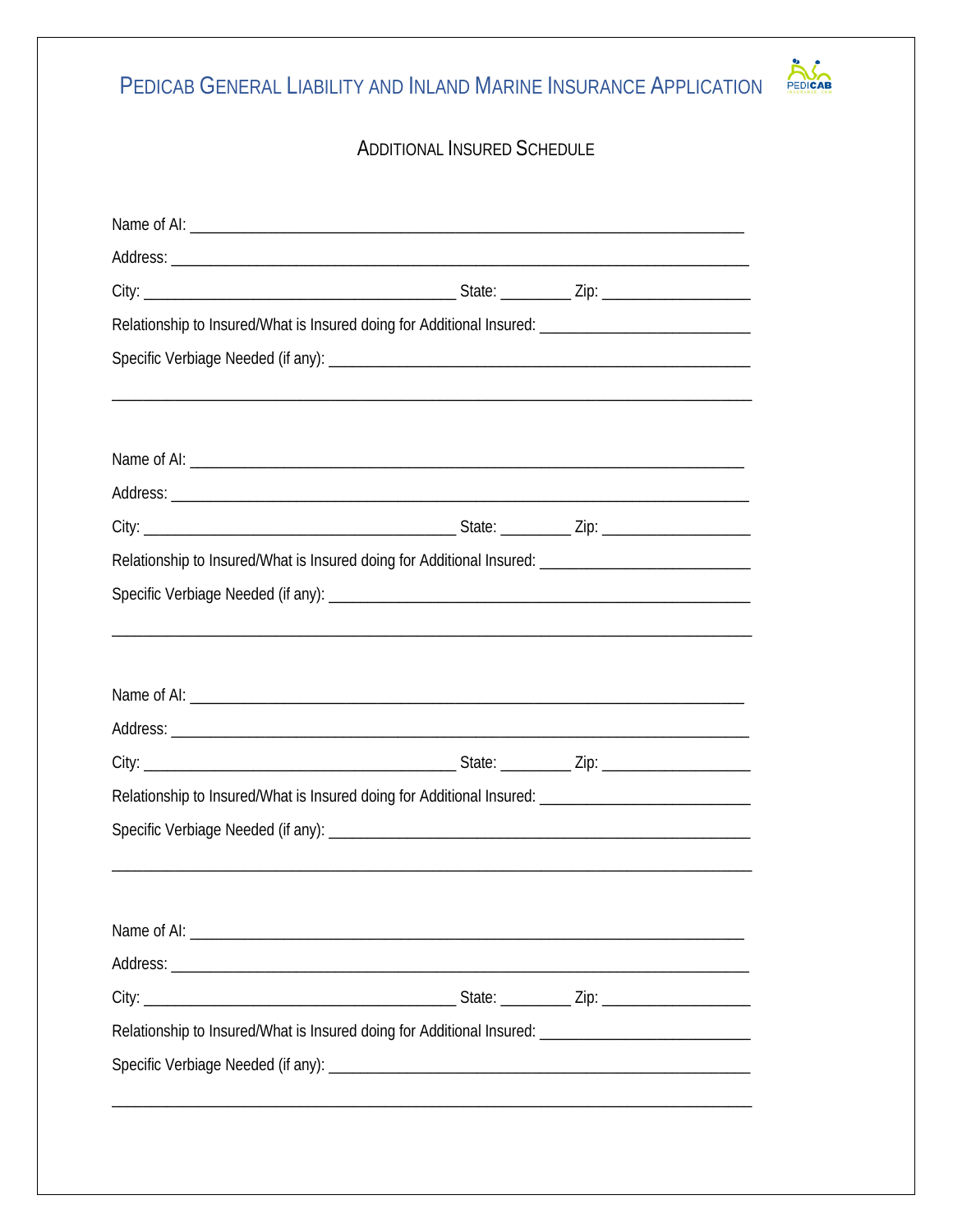# Pedicab General Liability and Inland Marine Insurance Application

## Additional Insured Schedule

Name of AI: ___________________________________________________________________

Address: _____________________________________________________________________

City: ________________________________________ State: _________ Zip: __________________

Relationship to Insured/What is Insured doing for Additional Insured: _________________________

Specific Verbiage Needed (if any): ______________________________________________________

_______________________________________________________________________________

Name of AI: ___________________________________________________________________

Address: _____________________________________________________________________

City: ________________________________________ State: _________ Zip: __________________

Relationship to Insured/What is Insured doing for Additional Insured: _________________________

Specific Verbiage Needed (if any): ______________________________________________________

_______________________________________________________________________________

Name of AI: ___________________________________________________________________

Address: _____________________________________________________________________

City: ________________________________________ State: _________ Zip: __________________

Relationship to Insured/What is Insured doing for Additional Insured: _________________________

Specific Verbiage Needed (if any): ______________________________________________________

_______________________________________________________________________________

Name of AI: ___________________________________________________________________

Address: _____________________________________________________________________

City: ________________________________________ State: _________ Zip: __________________

Relationship to Insured/What is Insured doing for Additional Insured: _________________________

Specific Verbiage Needed (if any): ______________________________________________________

_______________________________________________________________________________